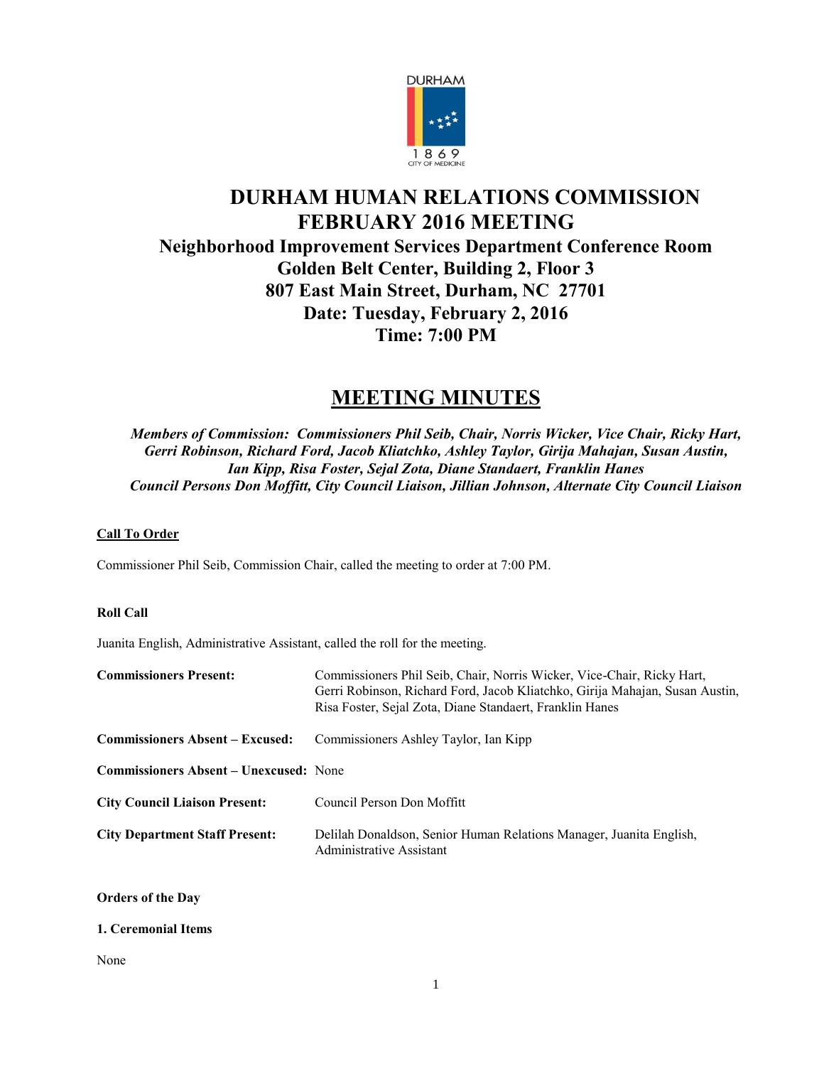DURHAM

1869
CITY OF MEDICINE

# DURHAM HUMAN RELATIONS COMMISSION FEBRUARY 2016 MEETING

## Neighborhood Improvement Services Department Conference Room
## Golden Belt Center, Building 2, Floor 3
## 807 East Main Street, Durham, NC 27701
## Date: Tuesday, February 2, 2016
## Time: 7:00 PM

# MEETING MINUTES

***Members of Commission: Commissioners Phil Seib, Chair, Norris Wicker, Vice Chair, Ricky Hart, Gerri Robinson, Richard Ford, Jacob Kliatchko, Ashley Taylor, Girija Mahajan, Susan Austin, Ian Kipp, Risa Foster, Sejal Zota, Diane Standaert, Franklin Hanes***
***Council Persons Don Moffitt, City Council Liaison, Jillian Johnson, Alternate City Council Liaison***

**Call To Order**

Commissioner Phil Seib, Commission Chair, called the meeting to order at 7:00 PM.

**Roll Call**

Juanita English, Administrative Assistant, called the roll for the meeting.

**Commissioners Present:** Commissioners Phil Seib, Chair, Norris Wicker, Vice-Chair, Ricky Hart, Gerri Robinson, Richard Ford, Jacob Kliatchko, Girija Mahajan, Susan Austin, Risa Foster, Sejal Zota, Diane Standaert, Franklin Hanes

**Commissioners Absent – Excused:** Commissioners Ashley Taylor, Ian Kipp

**Commissioners Absent – Unexcused:** None

**City Council Liaison Present:** Council Person Don Moffitt

**City Department Staff Present:** Delilah Donaldson, Senior Human Relations Manager, Juanita English, Administrative Assistant

**Orders of the Day**

**1. Ceremonial Items**

None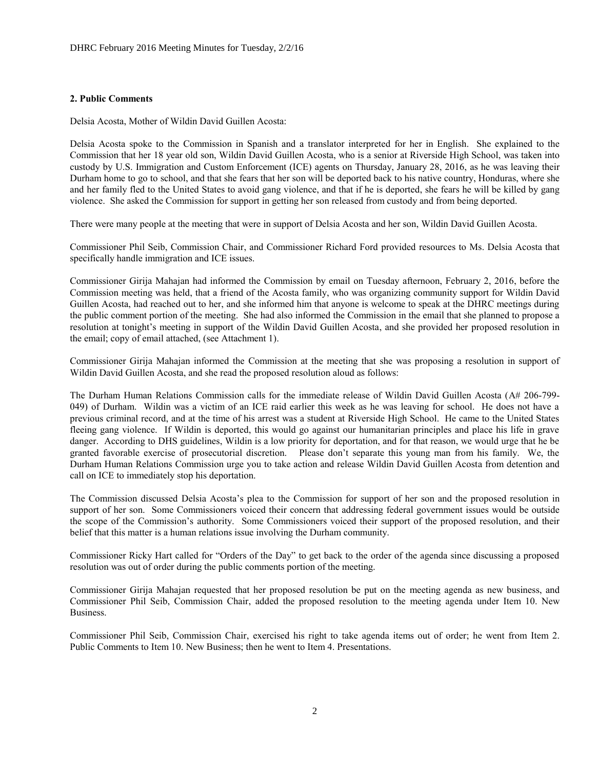## 2. Public Comments

Delsia Acosta, Mother of Wildin David Guillen Acosta:

Delsia Acosta spoke to the Commission in Spanish and a translator interpreted for her in English. She explained to the Commission that her 18 year old son, Wildin David Guillen Acosta, who is a senior at Riverside High School, was taken into custody by U.S. Immigration and Custom Enforcement (ICE) agents on Thursday, January 28, 2016, as he was leaving their Durham home to go to school, and that she fears that her son will be deported back to his native country, Honduras, where she and her family fled to the United States to avoid gang violence, and that if he is deported, she fears he will be killed by gang violence. She asked the Commission for support in getting her son released from custody and from being deported.

There were many people at the meeting that were in support of Delsia Acosta and her son, Wildin David Guillen Acosta.

Commissioner Phil Seib, Commission Chair, and Commissioner Richard Ford provided resources to Ms. Delsia Acosta that specifically handle immigration and ICE issues.

Commissioner Girija Mahajan had informed the Commission by email on Tuesday afternoon, February 2, 2016, before the Commission meeting was held, that a friend of the Acosta family, who was organizing community support for Wildin David Guillen Acosta, had reached out to her, and she informed him that anyone is welcome to speak at the DHRC meetings during the public comment portion of the meeting. She had also informed the Commission in the email that she planned to propose a resolution at tonight's meeting in support of the Wildin David Guillen Acosta, and she provided her proposed resolution in the email; copy of email attached, (see Attachment 1).

Commissioner Girija Mahajan informed the Commission at the meeting that she was proposing a resolution in support of Wildin David Guillen Acosta, and she read the proposed resolution aloud as follows:

The Durham Human Relations Commission calls for the immediate release of Wildin David Guillen Acosta (A# 206-799-049) of Durham. Wildin was a victim of an ICE raid earlier this week as he was leaving for school. He does not have a previous criminal record, and at the time of his arrest was a student at Riverside High School. He came to the United States fleeing gang violence. If Wildin is deported, this would go against our humanitarian principles and place his life in grave danger. According to DHS guidelines, Wildin is a low priority for deportation, and for that reason, we would urge that he be granted favorable exercise of prosecutorial discretion. Please don't separate this young man from his family. We, the Durham Human Relations Commission urge you to take action and release Wildin David Guillen Acosta from detention and call on ICE to immediately stop his deportation.

The Commission discussed Delsia Acosta's plea to the Commission for support of her son and the proposed resolution in support of her son. Some Commissioners voiced their concern that addressing federal government issues would be outside the scope of the Commission's authority. Some Commissioners voiced their support of the proposed resolution, and their belief that this matter is a human relations issue involving the Durham community.

Commissioner Ricky Hart called for "Orders of the Day" to get back to the order of the agenda since discussing a proposed resolution was out of order during the public comments portion of the meeting.

Commissioner Girija Mahajan requested that her proposed resolution be put on the meeting agenda as new business, and Commissioner Phil Seib, Commission Chair, added the proposed resolution to the meeting agenda under Item 10. New Business.

Commissioner Phil Seib, Commission Chair, exercised his right to take agenda items out of order; he went from Item 2. Public Comments to Item 10. New Business; then he went to Item 4. Presentations.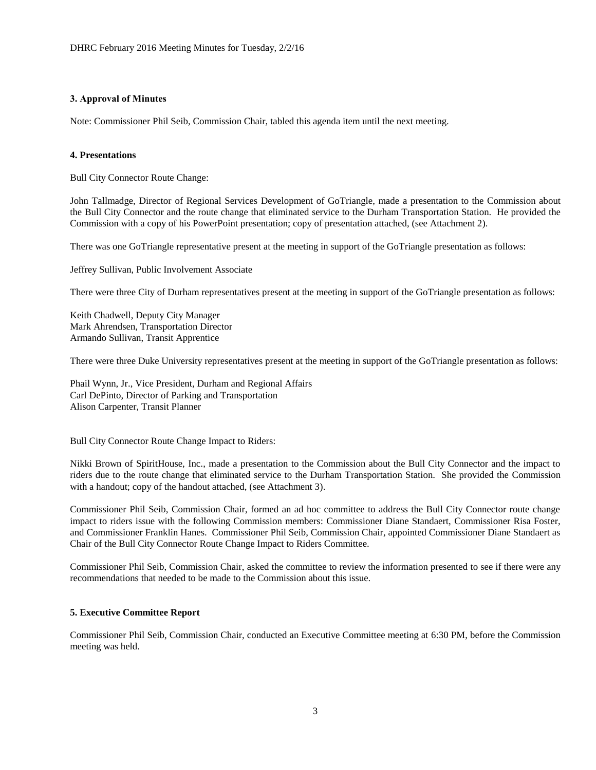### 3. Approval of Minutes

Note: Commissioner Phil Seib, Commission Chair, tabled this agenda item until the next meeting.

### 4. Presentations

Bull City Connector Route Change:

John Tallmadge, Director of Regional Services Development of GoTriangle, made a presentation to the Commission about the Bull City Connector and the route change that eliminated service to the Durham Transportation Station. He provided the Commission with a copy of his PowerPoint presentation; copy of presentation attached, (see Attachment 2).

There was one GoTriangle representative present at the meeting in support of the GoTriangle presentation as follows:

Jeffrey Sullivan, Public Involvement Associate

There were three City of Durham representatives present at the meeting in support of the GoTriangle presentation as follows:

Keith Chadwell, Deputy City Manager
Mark Ahrendsen, Transportation Director
Armando Sullivan, Transit Apprentice

There were three Duke University representatives present at the meeting in support of the GoTriangle presentation as follows:

Phail Wynn, Jr., Vice President, Durham and Regional Affairs
Carl DePinto, Director of Parking and Transportation
Alison Carpenter, Transit Planner

Bull City Connector Route Change Impact to Riders:

Nikki Brown of SpiritHouse, Inc., made a presentation to the Commission about the Bull City Connector and the impact to riders due to the route change that eliminated service to the Durham Transportation Station. She provided the Commission with a handout; copy of the handout attached, (see Attachment 3).

Commissioner Phil Seib, Commission Chair, formed an ad hoc committee to address the Bull City Connector route change impact to riders issue with the following Commission members: Commissioner Diane Standaert, Commissioner Risa Foster, and Commissioner Franklin Hanes. Commissioner Phil Seib, Commission Chair, appointed Commissioner Diane Standaert as Chair of the Bull City Connector Route Change Impact to Riders Committee.

Commissioner Phil Seib, Commission Chair, asked the committee to review the information presented to see if there were any recommendations that needed to be made to the Commission about this issue.

### 5. Executive Committee Report

Commissioner Phil Seib, Commission Chair, conducted an Executive Committee meeting at 6:30 PM, before the Commission meeting was held.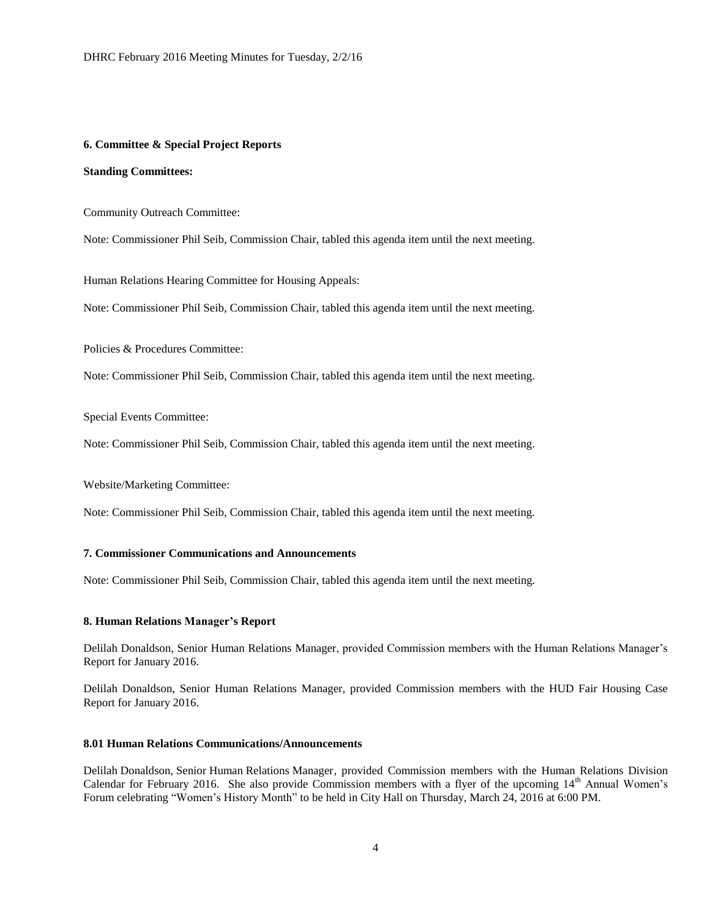### 6. Committee & Special Project Reports

**Standing Committees:**

Community Outreach Committee:

Note: Commissioner Phil Seib, Commission Chair, tabled this agenda item until the next meeting.

Human Relations Hearing Committee for Housing Appeals:

Note: Commissioner Phil Seib, Commission Chair, tabled this agenda item until the next meeting.

Policies & Procedures Committee:

Note: Commissioner Phil Seib, Commission Chair, tabled this agenda item until the next meeting.

Special Events Committee:

Note: Commissioner Phil Seib, Commission Chair, tabled this agenda item until the next meeting.

Website/Marketing Committee:

Note: Commissioner Phil Seib, Commission Chair, tabled this agenda item until the next meeting.

### 7. Commissioner Communications and Announcements

Note: Commissioner Phil Seib, Commission Chair, tabled this agenda item until the next meeting.

### 8. Human Relations Manager's Report

Delilah Donaldson, Senior Human Relations Manager, provided Commission members with the Human Relations Manager's Report for January 2016.

Delilah Donaldson, Senior Human Relations Manager, provided Commission members with the HUD Fair Housing Case Report for January 2016.

### 8.01 Human Relations Communications/Announcements

Delilah Donaldson, Senior Human Relations Manager, provided Commission members with the Human Relations Division Calendar for February 2016. She also provide Commission members with a flyer of the upcoming 14th Annual Women's Forum celebrating "Women's History Month" to be held in City Hall on Thursday, March 24, 2016 at 6:00 PM.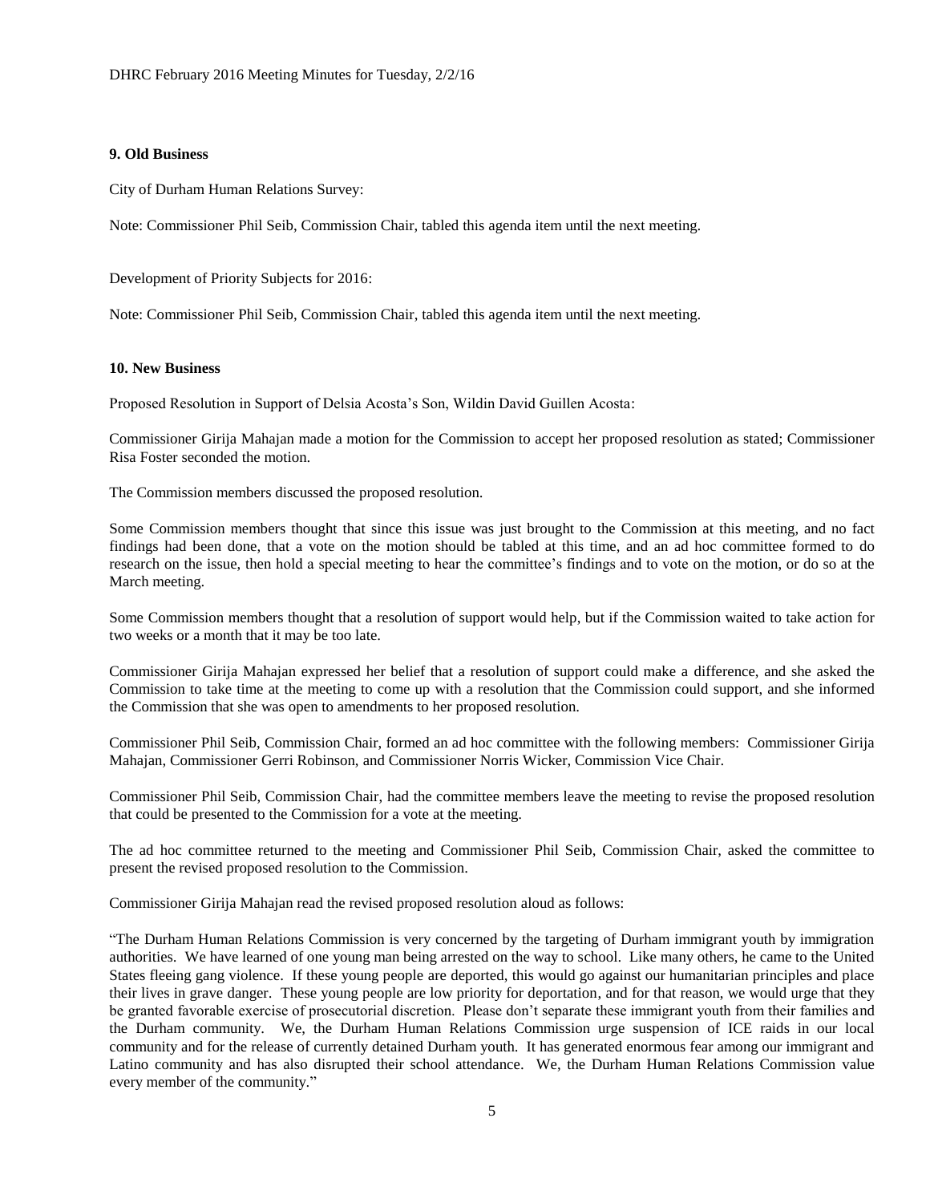**9. Old Business**

City of Durham Human Relations Survey:

Note: Commissioner Phil Seib, Commission Chair, tabled this agenda item until the next meeting.

Development of Priority Subjects for 2016:

Note: Commissioner Phil Seib, Commission Chair, tabled this agenda item until the next meeting.

**10. New Business**

Proposed Resolution in Support of Delsia Acosta's Son, Wildin David Guillen Acosta:

Commissioner Girija Mahajan made a motion for the Commission to accept her proposed resolution as stated; Commissioner Risa Foster seconded the motion.

The Commission members discussed the proposed resolution.

Some Commission members thought that since this issue was just brought to the Commission at this meeting, and no fact findings had been done, that a vote on the motion should be tabled at this time, and an ad hoc committee formed to do research on the issue, then hold a special meeting to hear the committee's findings and to vote on the motion, or do so at the March meeting.

Some Commission members thought that a resolution of support would help, but if the Commission waited to take action for two weeks or a month that it may be too late.

Commissioner Girija Mahajan expressed her belief that a resolution of support could make a difference, and she asked the Commission to take time at the meeting to come up with a resolution that the Commission could support, and she informed the Commission that she was open to amendments to her proposed resolution.

Commissioner Phil Seib, Commission Chair, formed an ad hoc committee with the following members: Commissioner Girija Mahajan, Commissioner Gerri Robinson, and Commissioner Norris Wicker, Commission Vice Chair.

Commissioner Phil Seib, Commission Chair, had the committee members leave the meeting to revise the proposed resolution that could be presented to the Commission for a vote at the meeting.

The ad hoc committee returned to the meeting and Commissioner Phil Seib, Commission Chair, asked the committee to present the revised proposed resolution to the Commission.

Commissioner Girija Mahajan read the revised proposed resolution aloud as follows:

"The Durham Human Relations Commission is very concerned by the targeting of Durham immigrant youth by immigration authorities. We have learned of one young man being arrested on the way to school. Like many others, he came to the United States fleeing gang violence. If these young people are deported, this would go against our humanitarian principles and place their lives in grave danger. These young people are low priority for deportation, and for that reason, we would urge that they be granted favorable exercise of prosecutorial discretion. Please don't separate these immigrant youth from their families and the Durham community. We, the Durham Human Relations Commission urge suspension of ICE raids in our local community and for the release of currently detained Durham youth. It has generated enormous fear among our immigrant and Latino community and has also disrupted their school attendance. We, the Durham Human Relations Commission value every member of the community."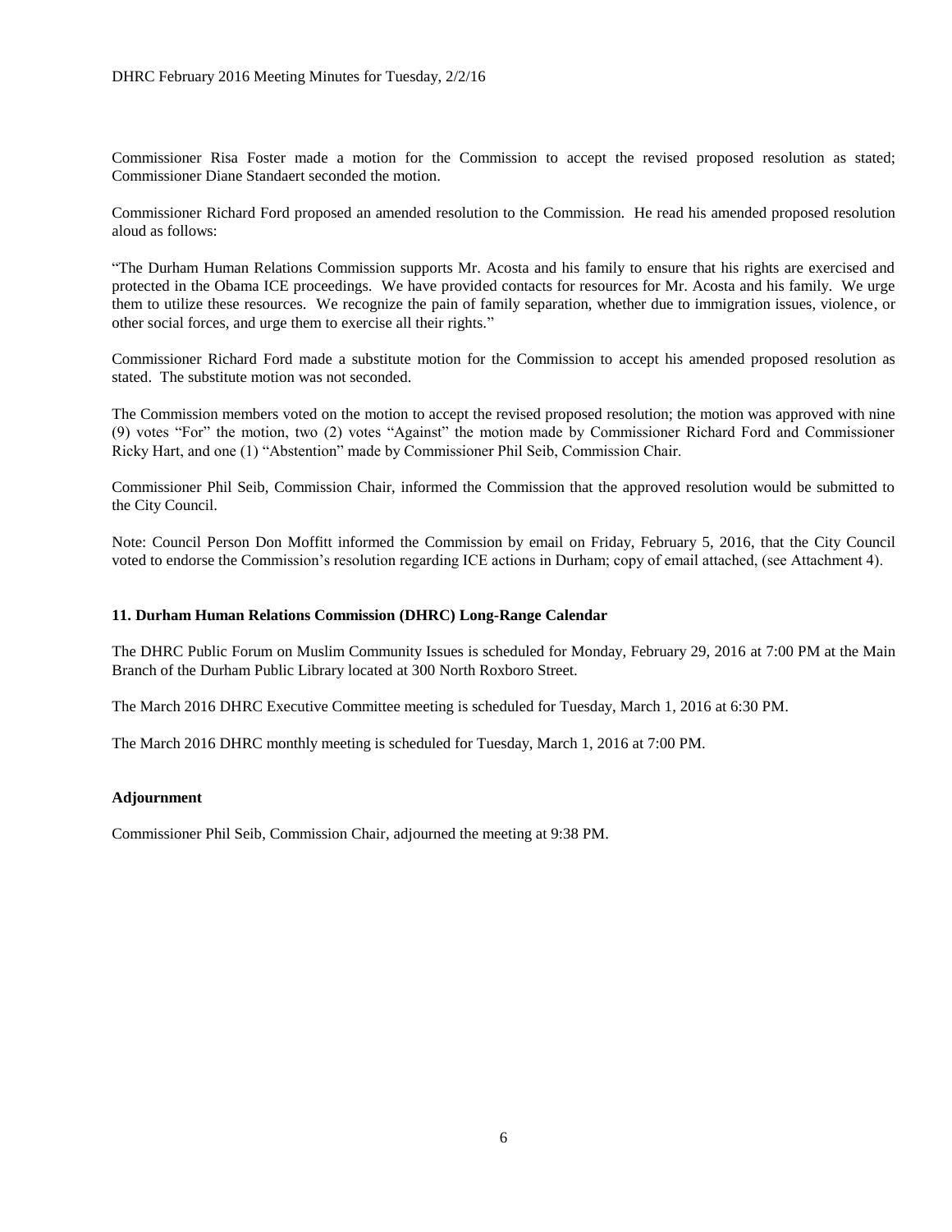Commissioner Risa Foster made a motion for the Commission to accept the revised proposed resolution as stated; Commissioner Diane Standaert seconded the motion.

Commissioner Richard Ford proposed an amended resolution to the Commission. He read his amended proposed resolution aloud as follows:

"The Durham Human Relations Commission supports Mr. Acosta and his family to ensure that his rights are exercised and protected in the Obama ICE proceedings. We have provided contacts for resources for Mr. Acosta and his family. We urge them to utilize these resources. We recognize the pain of family separation, whether due to immigration issues, violence, or other social forces, and urge them to exercise all their rights."

Commissioner Richard Ford made a substitute motion for the Commission to accept his amended proposed resolution as stated. The substitute motion was not seconded.

The Commission members voted on the motion to accept the revised proposed resolution; the motion was approved with nine (9) votes "For" the motion, two (2) votes "Against" the motion made by Commissioner Richard Ford and Commissioner Ricky Hart, and one (1) "Abstention" made by Commissioner Phil Seib, Commission Chair.

Commissioner Phil Seib, Commission Chair, informed the Commission that the approved resolution would be submitted to the City Council.

Note: Council Person Don Moffitt informed the Commission by email on Friday, February 5, 2016, that the City Council voted to endorse the Commission's resolution regarding ICE actions in Durham; copy of email attached, (see Attachment 4).

### 11. Durham Human Relations Commission (DHRC) Long-Range Calendar

The DHRC Public Forum on Muslim Community Issues is scheduled for Monday, February 29, 2016 at 7:00 PM at the Main Branch of the Durham Public Library located at 300 North Roxboro Street.

The March 2016 DHRC Executive Committee meeting is scheduled for Tuesday, March 1, 2016 at 6:30 PM.

The March 2016 DHRC monthly meeting is scheduled for Tuesday, March 1, 2016 at 7:00 PM.

### Adjournment

Commissioner Phil Seib, Commission Chair, adjourned the meeting at 9:38 PM.